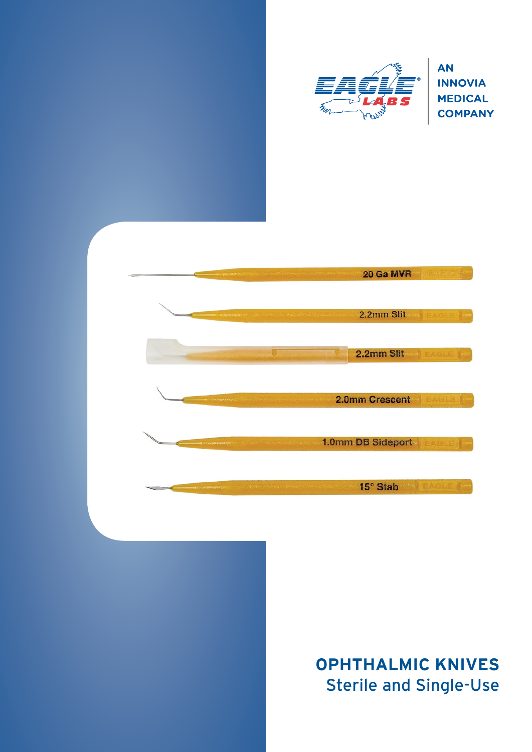EAGLE LABS

AN INNOVIA MEDICAL COMPANY

20 Ga MVR

2.2mm Slit

2.2mm Slit

2.0mm Crescent

1.0mm DB Sideport

15° Stab

# OPHTHALMIC KNIVES

## Sterile and Single-Use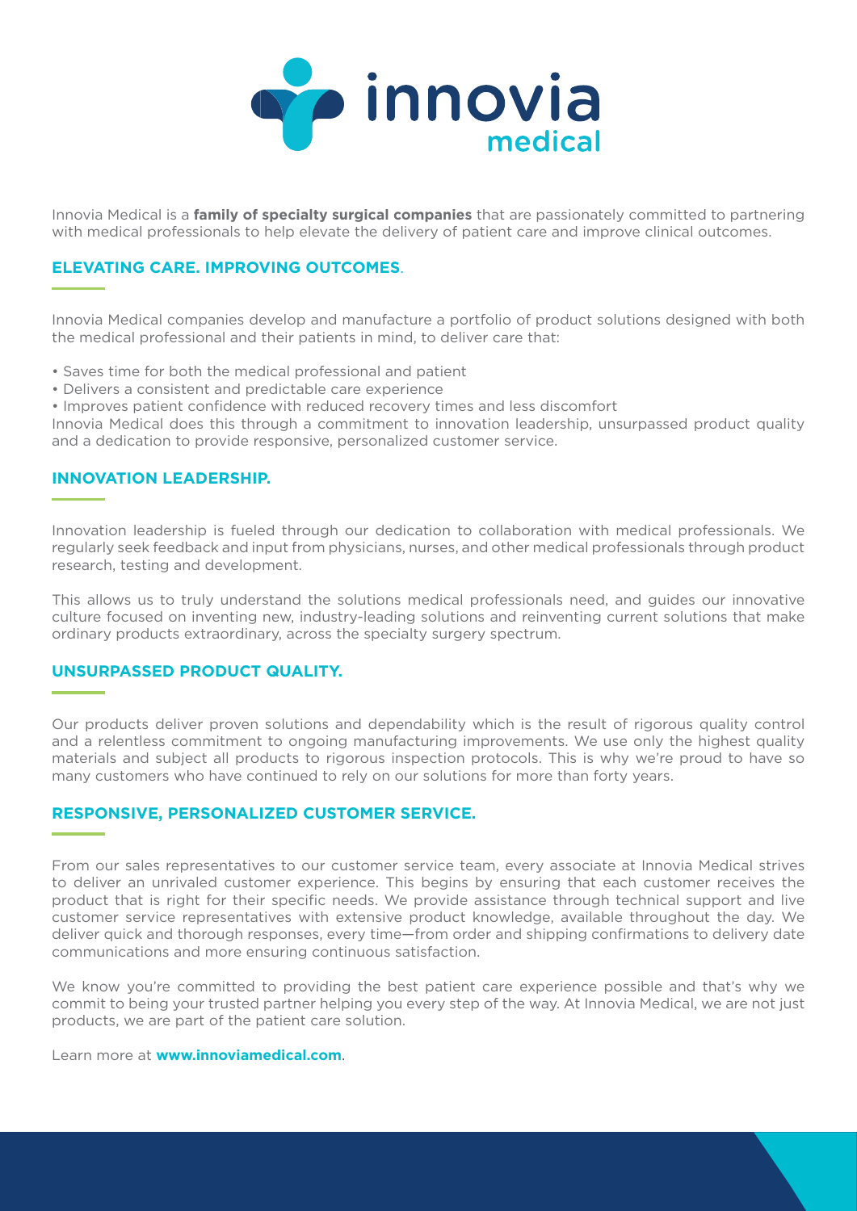# innovia medical

Innovia Medical is a **family of specialty surgical companies** that are passionately committed to partnering with medical professionals to help elevate the delivery of patient care and improve clinical outcomes.

## ELEVATING CARE. IMPROVING OUTCOMES.

Innovia Medical companies develop and manufacture a portfolio of product solutions designed with both the medical professional and their patients in mind, to deliver care that:

- Saves time for both the medical professional and patient
- Delivers a consistent and predictable care experience
- Improves patient confidence with reduced recovery times and less discomfort

Innovia Medical does this through a commitment to innovation leadership, unsurpassed product quality and a dedication to provide responsive, personalized customer service.

## INNOVATION LEADERSHIP.

Innovation leadership is fueled through our dedication to collaboration with medical professionals. We regularly seek feedback and input from physicians, nurses, and other medical professionals through product research, testing and development.

This allows us to truly understand the solutions medical professionals need, and guides our innovative culture focused on inventing new, industry-leading solutions and reinventing current solutions that make ordinary products extraordinary, across the specialty surgery spectrum.

## UNSURPASSED PRODUCT QUALITY.

Our products deliver proven solutions and dependability which is the result of rigorous quality control and a relentless commitment to ongoing manufacturing improvements. We use only the highest quality materials and subject all products to rigorous inspection protocols. This is why we're proud to have so many customers who have continued to rely on our solutions for more than forty years.

## RESPONSIVE, PERSONALIZED CUSTOMER SERVICE.

From our sales representatives to our customer service team, every associate at Innovia Medical strives to deliver an unrivaled customer experience. This begins by ensuring that each customer receives the product that is right for their specific needs. We provide assistance through technical support and live customer service representatives with extensive product knowledge, available throughout the day. We deliver quick and thorough responses, every time—from order and shipping confirmations to delivery date communications and more ensuring continuous satisfaction.

We know you're committed to providing the best patient care experience possible and that's why we commit to being your trusted partner helping you every step of the way. At Innovia Medical, we are not just products, we are part of the patient care solution.

Learn more at **www.innoviamedical.com**.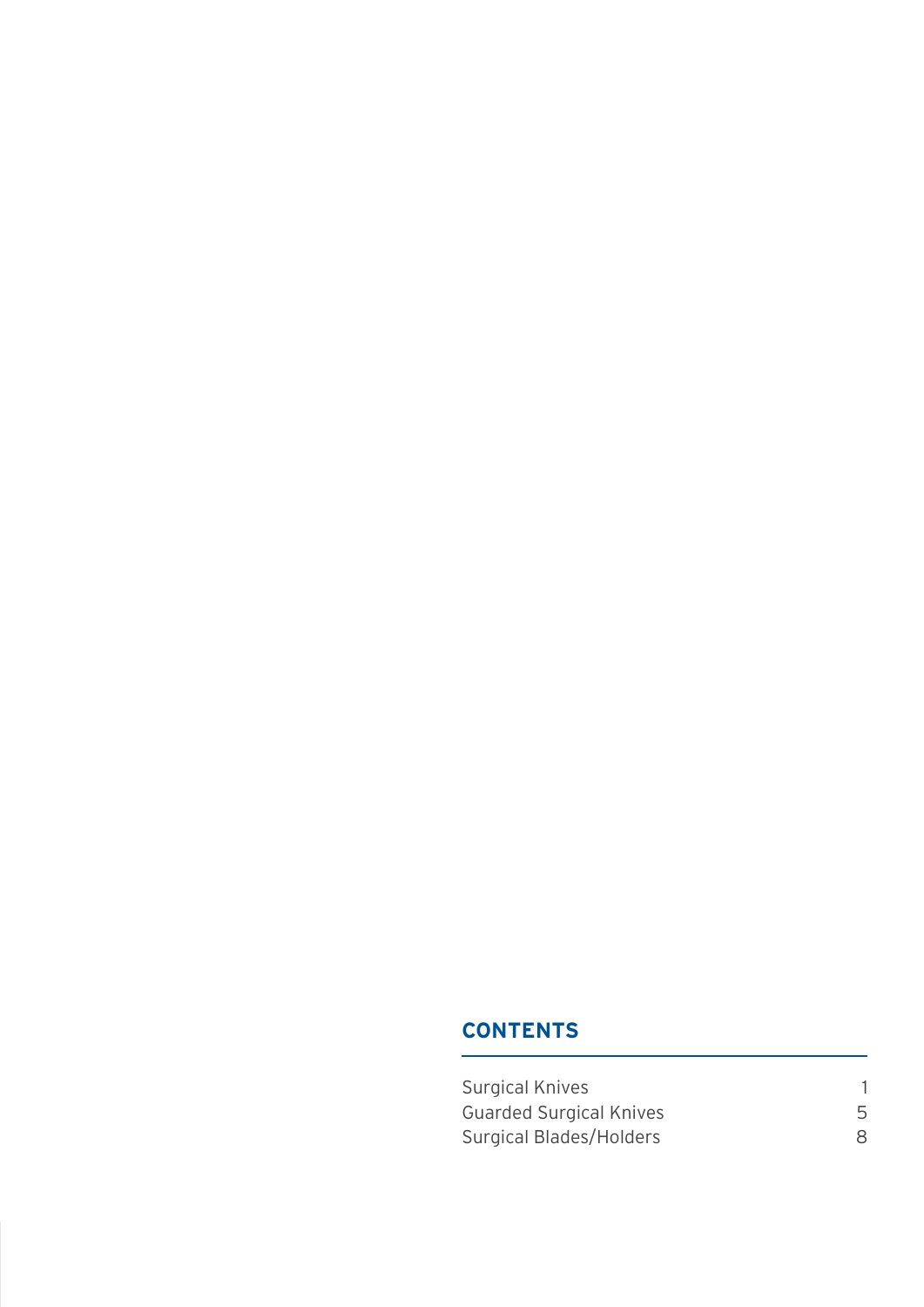## CONTENTS

| | |
|---|---|
| Surgical Knives | 1 |
| Guarded Surgical Knives | 5 |
| Surgical Blades/Holders | 8 |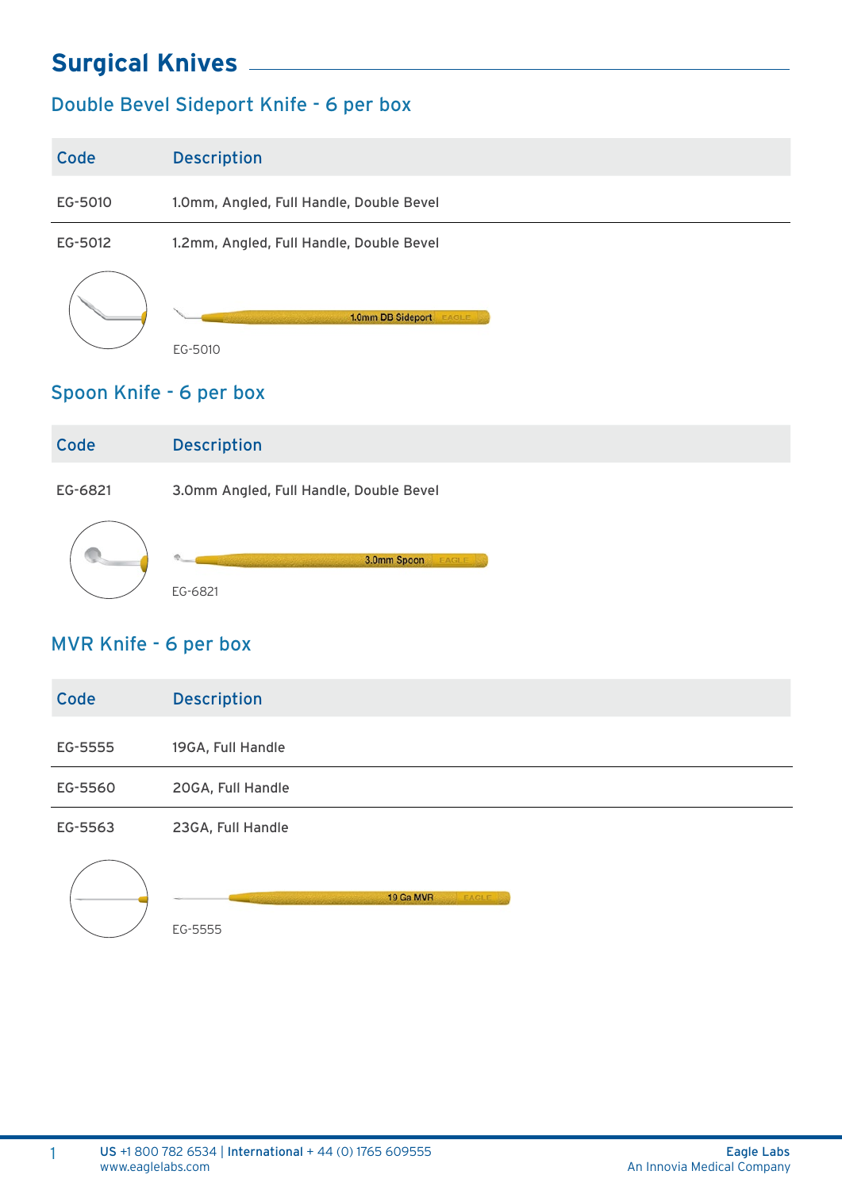# Surgical Knives

## Double Bevel Sideport Knife - 6 per box

| Code | Description |
|---|---|
| EG-5010 | 1.0mm, Angled, Full Handle, Double Bevel |
| EG-5012 | 1.2mm, Angled, Full Handle, Double Bevel |

EG-5010

## Spoon Knife - 6 per box

| Code | Description |
|---|---|
| EG-6821 | 3.0mm Angled, Full Handle, Double Bevel |

EG-6821

## MVR Knife - 6 per box

| Code | Description |
|---|---|
| EG-5555 | 19GA, Full Handle |
| EG-5560 | 20GA, Full Handle |
| EG-5563 | 23GA, Full Handle |

EG-5555

**US** +1 800 782 6534 | **International** + 44 (0) 1765 609555
www.eaglelabs.com

**Eagle Labs**
An Innovia Medical Company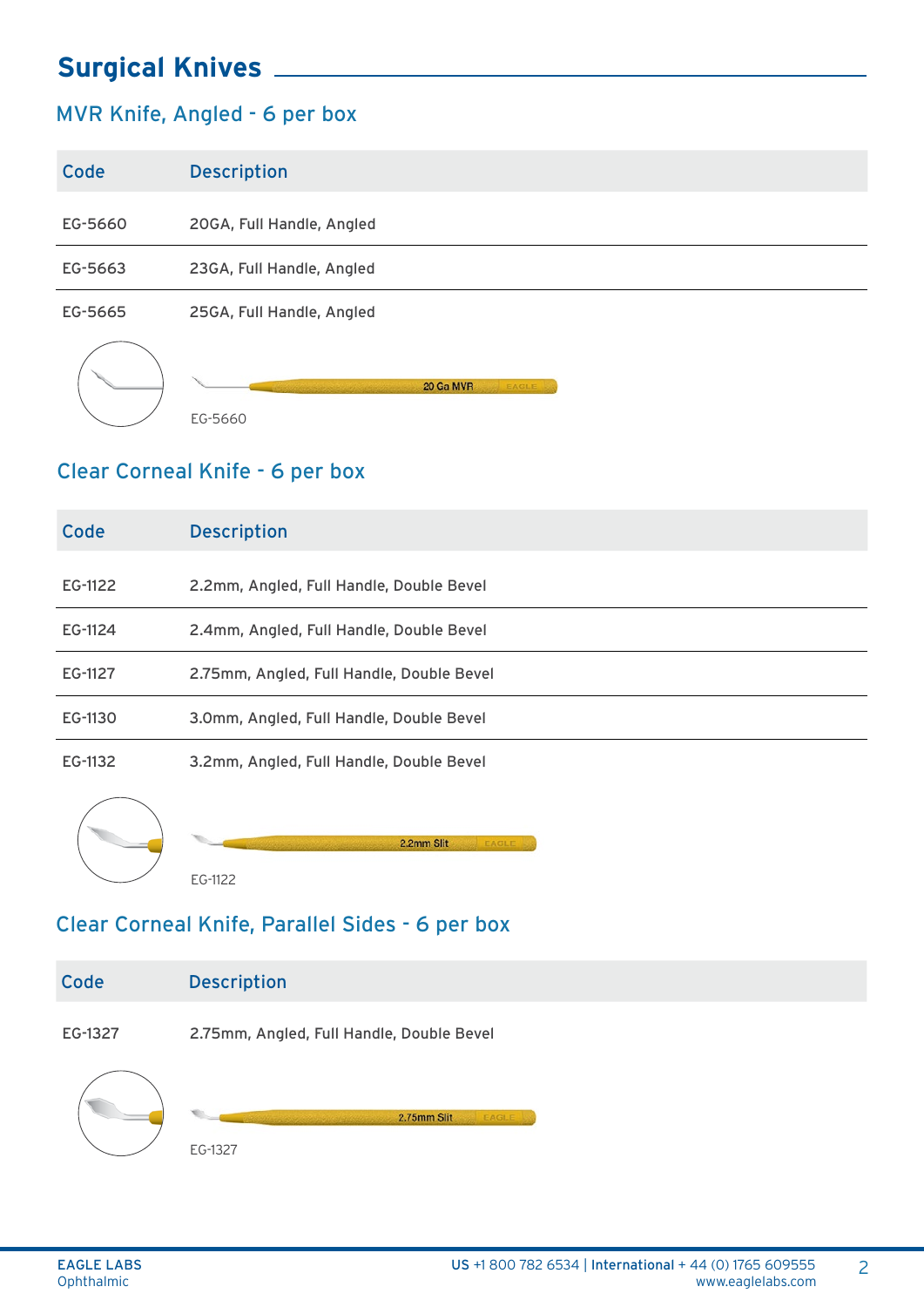# Surgical Knives

## MVR Knife, Angled - 6 per box

| Code | Description |
|---|---|
| EG-5660 | 20GA, Full Handle, Angled |
| EG-5663 | 23GA, Full Handle, Angled |
| EG-5665 | 25GA, Full Handle, Angled |

EG-5660

## Clear Corneal Knife - 6 per box

| Code | Description |
|---|---|
| EG-1122 | 2.2mm, Angled, Full Handle, Double Bevel |
| EG-1124 | 2.4mm, Angled, Full Handle, Double Bevel |
| EG-1127 | 2.75mm, Angled, Full Handle, Double Bevel |
| EG-1130 | 3.0mm, Angled, Full Handle, Double Bevel |
| EG-1132 | 3.2mm, Angled, Full Handle, Double Bevel |

EG-1122

## Clear Corneal Knife, Parallel Sides - 6 per box

| Code | Description |
|---|---|
| EG-1327 | 2.75mm, Angled, Full Handle, Double Bevel |

EG-1327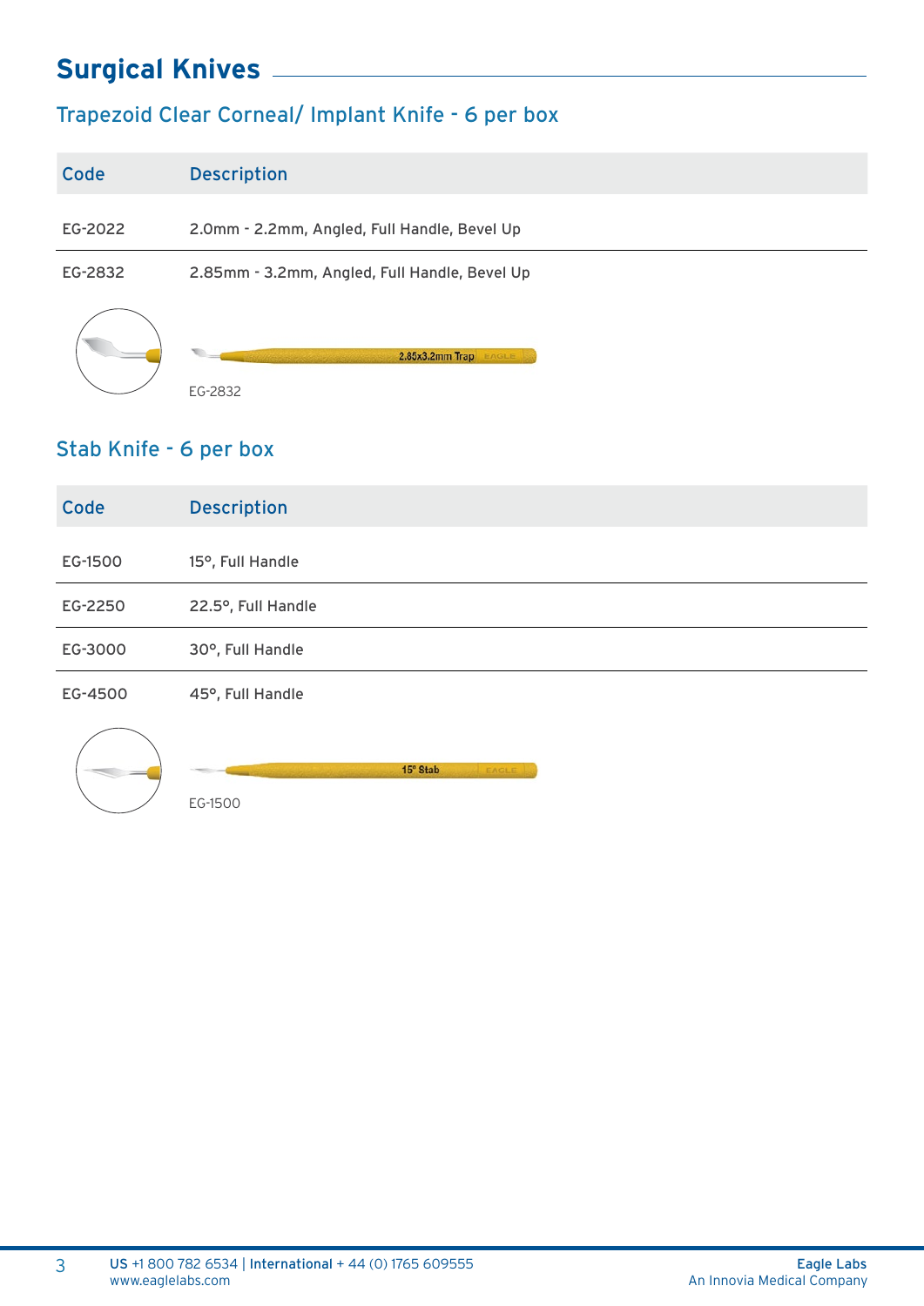# Surgical Knives

## Trapezoid Clear Corneal/ Implant Knife - 6 per box

| Code | Description |
|---|---|
| EG-2022 | 2.0mm - 2.2mm, Angled, Full Handle, Bevel Up |
| EG-2832 | 2.85mm - 3.2mm, Angled, Full Handle, Bevel Up |

EG-2832

## Stab Knife - 6 per box

| Code | Description |
|---|---|
| EG-1500 | 15°, Full Handle |
| EG-2250 | 22.5°, Full Handle |
| EG-3000 | 30°, Full Handle |
| EG-4500 | 45°, Full Handle |

EG-1500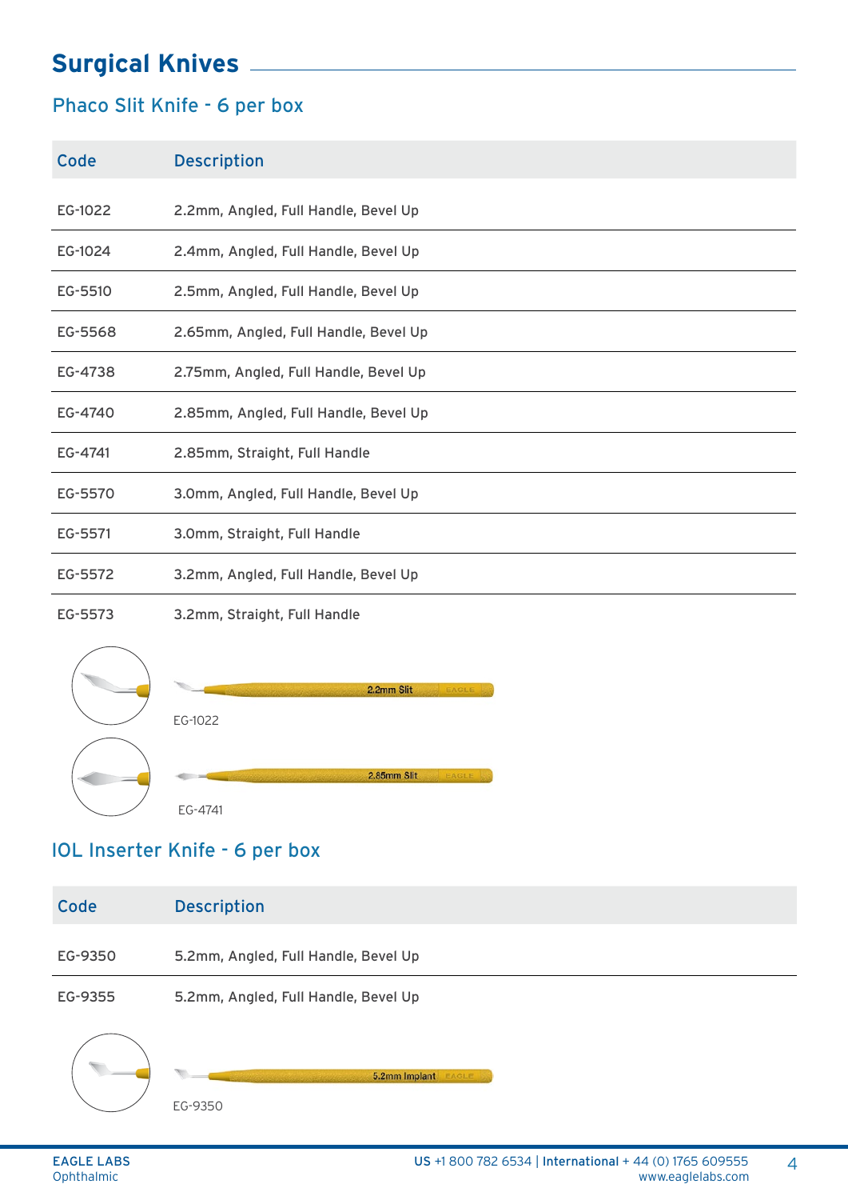# Surgical Knives

## Phaco Slit Knife - 6 per box

| Code | Description |
|---|---|
| EG-1022 | 2.2mm, Angled, Full Handle, Bevel Up |
| EG-1024 | 2.4mm, Angled, Full Handle, Bevel Up |
| EG-5510 | 2.5mm, Angled, Full Handle, Bevel Up |
| EG-5568 | 2.65mm, Angled, Full Handle, Bevel Up |
| EG-4738 | 2.75mm, Angled, Full Handle, Bevel Up |
| EG-4740 | 2.85mm, Angled, Full Handle, Bevel Up |
| EG-4741 | 2.85mm, Straight, Full Handle |
| EG-5570 | 3.0mm, Angled, Full Handle, Bevel Up |
| EG-5571 | 3.0mm, Straight, Full Handle |
| EG-5572 | 3.2mm, Angled, Full Handle, Bevel Up |
| EG-5573 | 3.2mm, Straight, Full Handle |

EG-1022

EG-4741

## IOL Inserter Knife - 6 per box

| Code | Description |
|---|---|
| EG-9350 | 5.2mm, Angled, Full Handle, Bevel Up |
| EG-9355 | 5.2mm, Angled, Full Handle, Bevel Up |

EG-9350

EAGLE LABS
Ophthalmic

US +1 800 782 6534 | International + 44 (0) 1765 609555
www.eaglelabs.com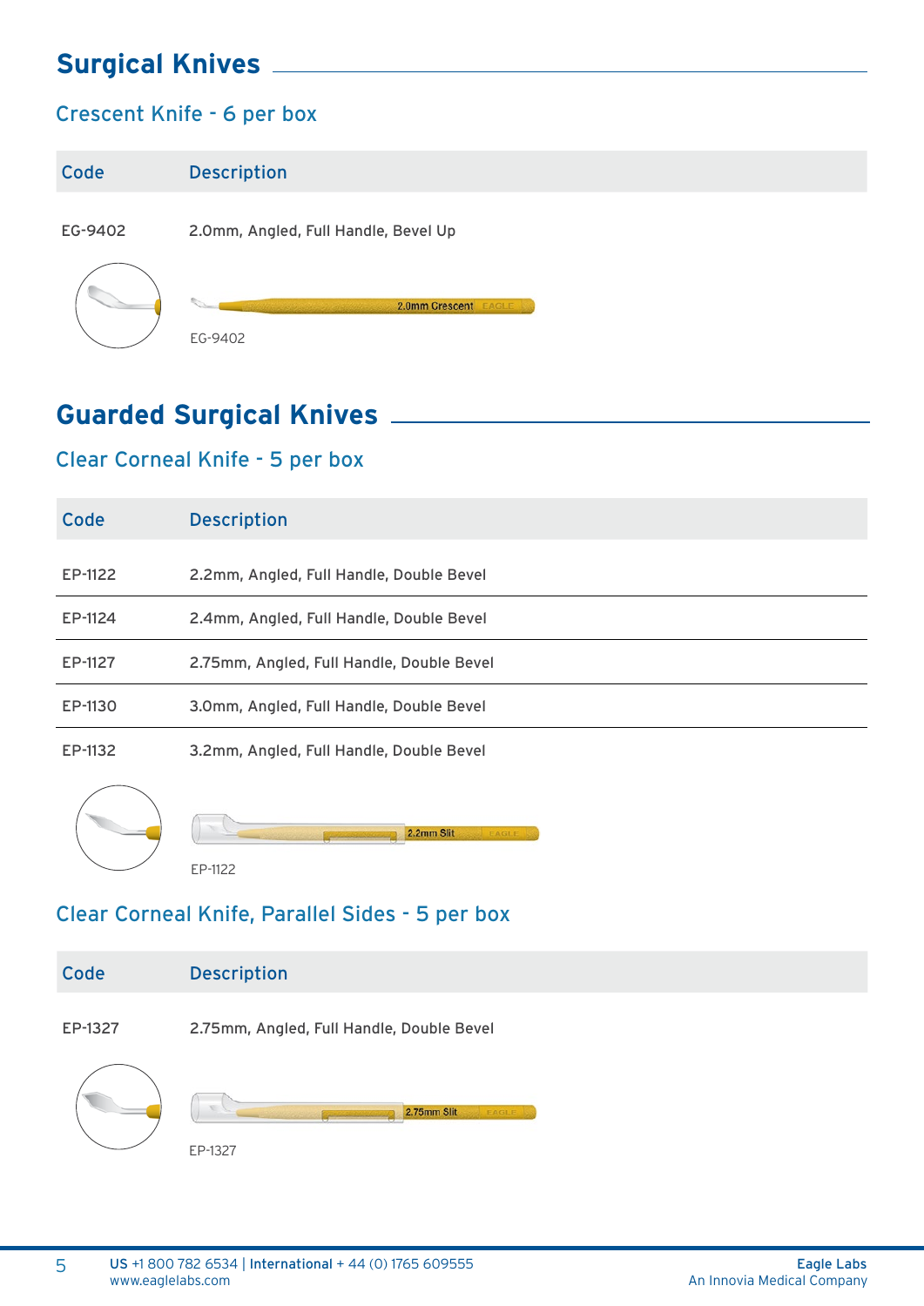# Surgical Knives

## Crescent Knife - 6 per box

| Code | Description |
| --- | --- |
| EG-9402 | 2.0mm, Angled, Full Handle, Bevel Up |

EG-9402

# Guarded Surgical Knives

## Clear Corneal Knife - 5 per box

| Code | Description |
| --- | --- |
| EP-1122 | 2.2mm, Angled, Full Handle, Double Bevel |
| EP-1124 | 2.4mm, Angled, Full Handle, Double Bevel |
| EP-1127 | 2.75mm, Angled, Full Handle, Double Bevel |
| EP-1130 | 3.0mm, Angled, Full Handle, Double Bevel |
| EP-1132 | 3.2mm, Angled, Full Handle, Double Bevel |

EP-1122

## Clear Corneal Knife, Parallel Sides - 5 per box

| Code | Description |
| --- | --- |
| EP-1327 | 2.75mm, Angled, Full Handle, Double Bevel |

EP-1327

**US** +1 800 782 6534 | **International** + 44 (0) 1765 609555
www.eaglelabs.com

**Eagle Labs**
An Innovia Medical Company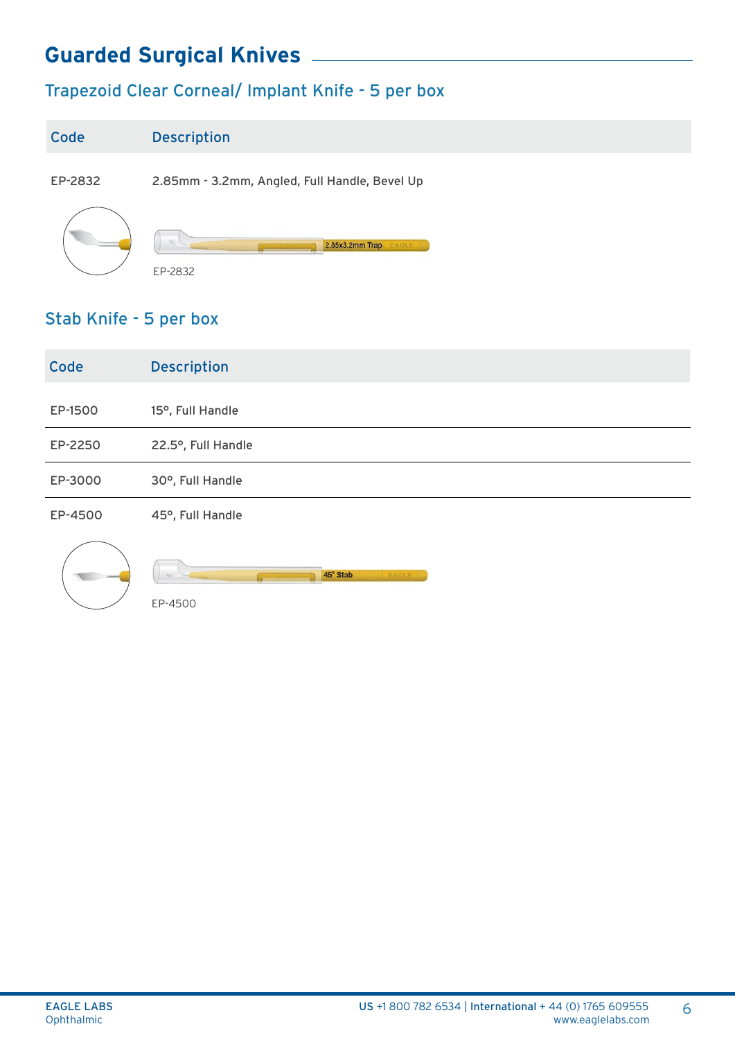# Guarded Surgical Knives

## Trapezoid Clear Corneal/ Implant Knife - 5 per box

| Code | Description |
|---|---|
| EP-2832 | 2.85mm - 3.2mm, Angled, Full Handle, Bevel Up |

EP-2832

## Stab Knife - 5 per box

| Code | Description |
|---|---|
| EP-1500 | 15°, Full Handle |
| EP-2250 | 22.5°, Full Handle |
| EP-3000 | 30°, Full Handle |
| EP-4500 | 45°, Full Handle |

EP-4500

EAGLE LABS
Ophthalmic

US +1 800 782 6534 | International + 44 (0) 1765 609555
www.eaglelabs.com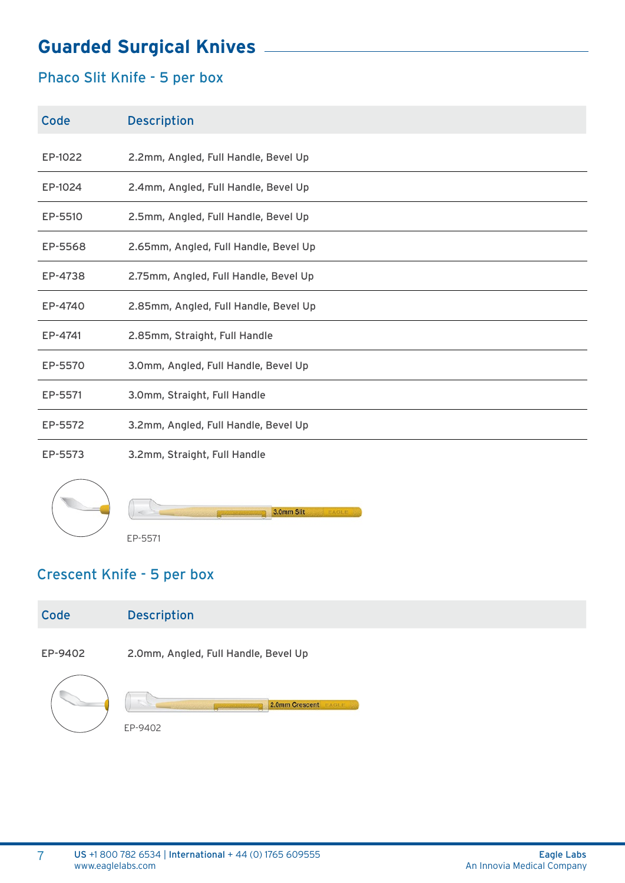# Guarded Surgical Knives

## Phaco Slit Knife - 5 per box

| Code | Description |
|---|---|
| EP-1022 | 2.2mm, Angled, Full Handle, Bevel Up |
| EP-1024 | 2.4mm, Angled, Full Handle, Bevel Up |
| EP-5510 | 2.5mm, Angled, Full Handle, Bevel Up |
| EP-5568 | 2.65mm, Angled, Full Handle, Bevel Up |
| EP-4738 | 2.75mm, Angled, Full Handle, Bevel Up |
| EP-4740 | 2.85mm, Angled, Full Handle, Bevel Up |
| EP-4741 | 2.85mm, Straight, Full Handle |
| EP-5570 | 3.0mm, Angled, Full Handle, Bevel Up |
| EP-5571 | 3.0mm, Straight, Full Handle |
| EP-5572 | 3.2mm, Angled, Full Handle, Bevel Up |
| EP-5573 | 3.2mm, Straight, Full Handle |

EP-5571

## Crescent Knife - 5 per box

| Code | Description |
|---|---|
| EP-9402 | 2.0mm, Angled, Full Handle, Bevel Up |

EP-9402

US +1 800 782 6534 | International + 44 (0) 1765 609555
www.eaglelabs.com

Eagle Labs
An Innovia Medical Company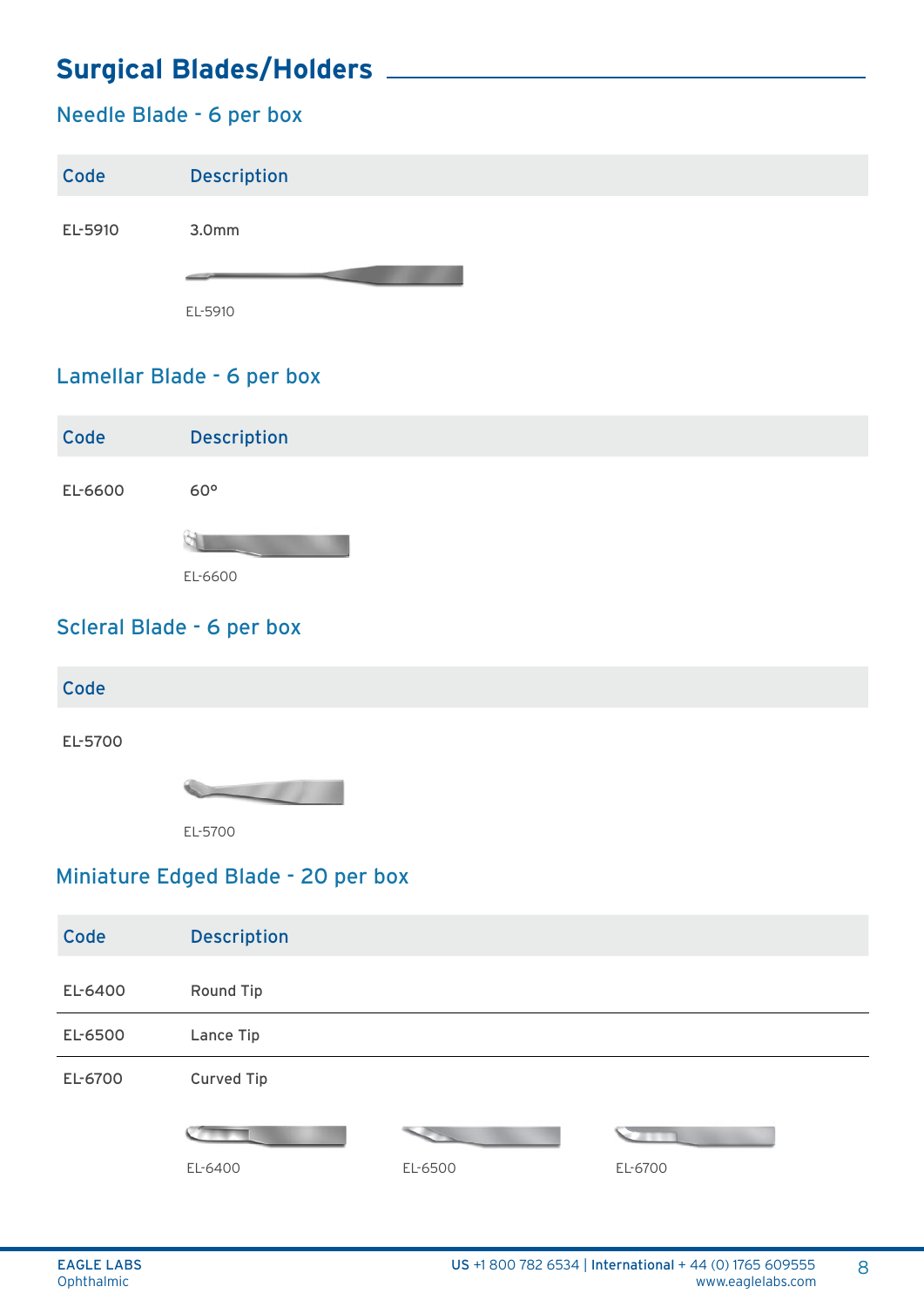# Surgical Blades/Holders

## Needle Blade - 6 per box

| Code | Description |
|---|---|
| EL-5910 | 3.0mm |

EL-5910

## Lamellar Blade - 6 per box

| Code | Description |
|---|---|
| EL-6600 | 60° |

EL-6600

## Scleral Blade - 6 per box

| Code |
|---|
| EL-5700 |

EL-5700

## Miniature Edged Blade - 20 per box

| Code | Description |
|---|---|
| EL-6400 | Round Tip |
| EL-6500 | Lance Tip |
| EL-6700 | Curved Tip |

EL-6400 EL-6500 EL-6700

EAGLE LABS Ophthalmic

US +1 800 782 6534 | International + 44 (0) 1765 609555
www.eaglelabs.com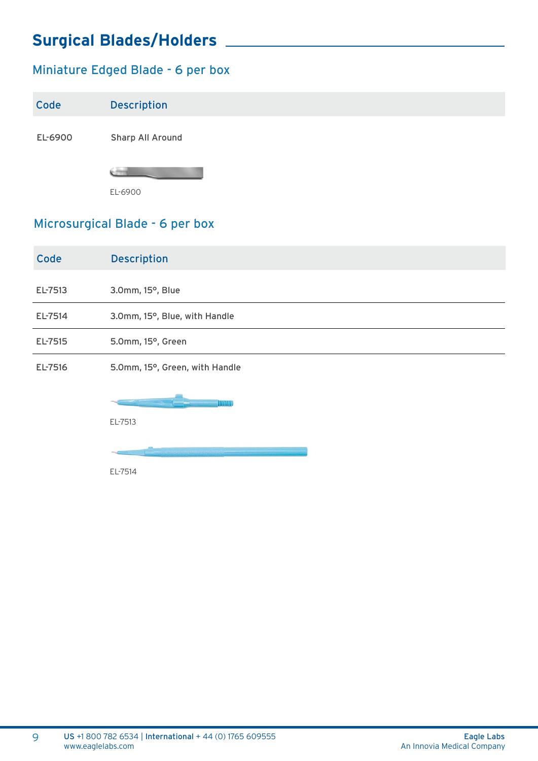# Surgical Blades/Holders

## Miniature Edged Blade - 6 per box

| Code | Description |
|---|---|
| EL-6900 | Sharp All Around |

EL-6900

## Microsurgical Blade - 6 per box

| Code | Description |
|---|---|
| EL-7513 | 3.0mm, 15°, Blue |
| EL-7514 | 3.0mm, 15°, Blue, with Handle |
| EL-7515 | 5.0mm, 15°, Green |
| EL-7516 | 5.0mm, 15°, Green, with Handle |

EL-7513

EL-7514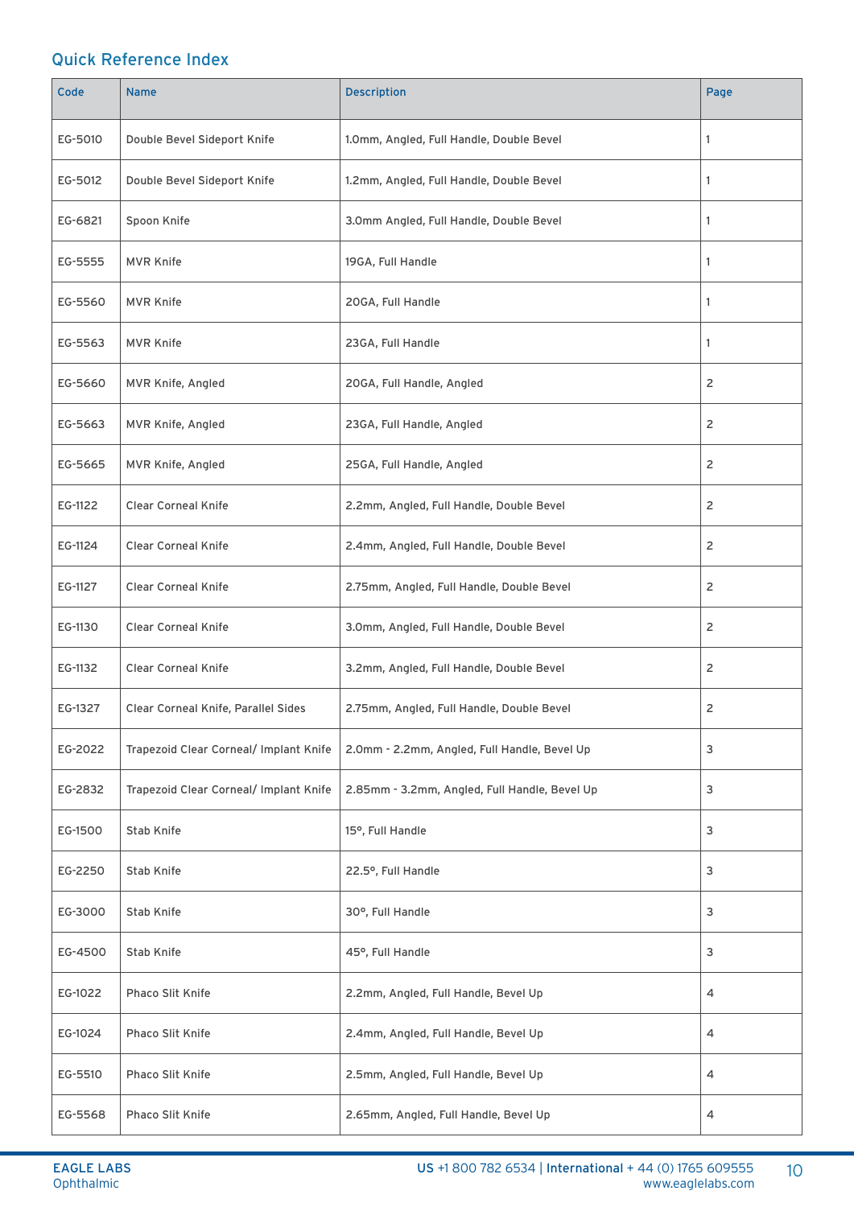## Quick Reference Index

| Code | Name | Description | Page |
|---|---|---|---|
| EG-5010 | Double Bevel Sideport Knife | 1.0mm, Angled, Full Handle, Double Bevel | 1 |
| EG-5012 | Double Bevel Sideport Knife | 1.2mm, Angled, Full Handle, Double Bevel | 1 |
| EG-6821 | Spoon Knife | 3.0mm Angled, Full Handle, Double Bevel | 1 |
| EG-5555 | MVR Knife | 19GA, Full Handle | 1 |
| EG-5560 | MVR Knife | 20GA, Full Handle | 1 |
| EG-5563 | MVR Knife | 23GA, Full Handle | 1 |
| EG-5660 | MVR Knife, Angled | 20GA, Full Handle, Angled | 2 |
| EG-5663 | MVR Knife, Angled | 23GA, Full Handle, Angled | 2 |
| EG-5665 | MVR Knife, Angled | 25GA, Full Handle, Angled | 2 |
| EG-1122 | Clear Corneal Knife | 2.2mm, Angled, Full Handle, Double Bevel | 2 |
| EG-1124 | Clear Corneal Knife | 2.4mm, Angled, Full Handle, Double Bevel | 2 |
| EG-1127 | Clear Corneal Knife | 2.75mm, Angled, Full Handle, Double Bevel | 2 |
| EG-1130 | Clear Corneal Knife | 3.0mm, Angled, Full Handle, Double Bevel | 2 |
| EG-1132 | Clear Corneal Knife | 3.2mm, Angled, Full Handle, Double Bevel | 2 |
| EG-1327 | Clear Corneal Knife, Parallel Sides | 2.75mm, Angled, Full Handle, Double Bevel | 2 |
| EG-2022 | Trapezoid Clear Corneal/ Implant Knife | 2.0mm - 2.2mm, Angled, Full Handle, Bevel Up | 3 |
| EG-2832 | Trapezoid Clear Corneal/ Implant Knife | 2.85mm - 3.2mm, Angled, Full Handle, Bevel Up | 3 |
| EG-1500 | Stab Knife | 15°, Full Handle | 3 |
| EG-2250 | Stab Knife | 22.5°, Full Handle | 3 |
| EG-3000 | Stab Knife | 30°, Full Handle | 3 |
| EG-4500 | Stab Knife | 45°, Full Handle | 3 |
| EG-1022 | Phaco Slit Knife | 2.2mm, Angled, Full Handle, Bevel Up | 4 |
| EG-1024 | Phaco Slit Knife | 2.4mm, Angled, Full Handle, Bevel Up | 4 |
| EG-5510 | Phaco Slit Knife | 2.5mm, Angled, Full Handle, Bevel Up | 4 |
| EG-5568 | Phaco Slit Knife | 2.65mm, Angled, Full Handle, Bevel Up | 4 |

EAGLE LABS
Ophthalmic

**US** +1 800 782 6534 | **International** + 44 (0) 1765 609555
www.eaglelabs.com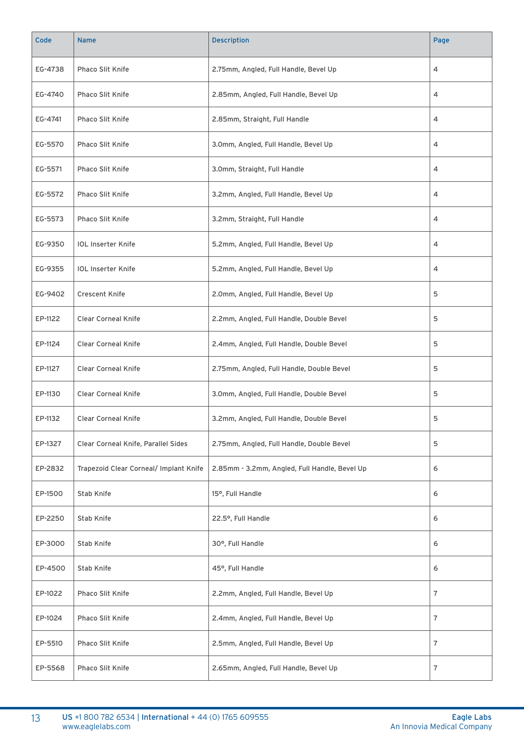| Code | Name | Description | Page |
|---|---|---|---|
| EG-4738 | Phaco Slit Knife | 2.75mm, Angled, Full Handle, Bevel Up | 4 |
| EG-4740 | Phaco Slit Knife | 2.85mm, Angled, Full Handle, Bevel Up | 4 |
| EG-4741 | Phaco Slit Knife | 2.85mm, Straight, Full Handle | 4 |
| EG-5570 | Phaco Slit Knife | 3.0mm, Angled, Full Handle, Bevel Up | 4 |
| EG-5571 | Phaco Slit Knife | 3.0mm, Straight, Full Handle | 4 |
| EG-5572 | Phaco Slit Knife | 3.2mm, Angled, Full Handle, Bevel Up | 4 |
| EG-5573 | Phaco Slit Knife | 3.2mm, Straight, Full Handle | 4 |
| EG-9350 | IOL Inserter Knife | 5.2mm, Angled, Full Handle, Bevel Up | 4 |
| EG-9355 | IOL Inserter Knife | 5.2mm, Angled, Full Handle, Bevel Up | 4 |
| EG-9402 | Crescent Knife | 2.0mm, Angled, Full Handle, Bevel Up | 5 |
| EP-1122 | Clear Corneal Knife | 2.2mm, Angled, Full Handle, Double Bevel | 5 |
| EP-1124 | Clear Corneal Knife | 2.4mm, Angled, Full Handle, Double Bevel | 5 |
| EP-1127 | Clear Corneal Knife | 2.75mm, Angled, Full Handle, Double Bevel | 5 |
| EP-1130 | Clear Corneal Knife | 3.0mm, Angled, Full Handle, Double Bevel | 5 |
| EP-1132 | Clear Corneal Knife | 3.2mm, Angled, Full Handle, Double Bevel | 5 |
| EP-1327 | Clear Corneal Knife, Parallel Sides | 2.75mm, Angled, Full Handle, Double Bevel | 5 |
| EP-2832 | Trapezoid Clear Corneal/ Implant Knife | 2.85mm - 3.2mm, Angled, Full Handle, Bevel Up | 6 |
| EP-1500 | Stab Knife | 15°, Full Handle | 6 |
| EP-2250 | Stab Knife | 22.5°, Full Handle | 6 |
| EP-3000 | Stab Knife | 30°, Full Handle | 6 |
| EP-4500 | Stab Knife | 45°, Full Handle | 6 |
| EP-1022 | Phaco Slit Knife | 2.2mm, Angled, Full Handle, Bevel Up | 7 |
| EP-1024 | Phaco Slit Knife | 2.4mm, Angled, Full Handle, Bevel Up | 7 |
| EP-5510 | Phaco Slit Knife | 2.5mm, Angled, Full Handle, Bevel Up | 7 |
| EP-5568 | Phaco Slit Knife | 2.65mm, Angled, Full Handle, Bevel Up | 7 |

**US** +1 800 782 6534 | **International** + 44 (0) 1765 609555
www.eaglelabs.com

**Eagle Labs**
An Innovia Medical Company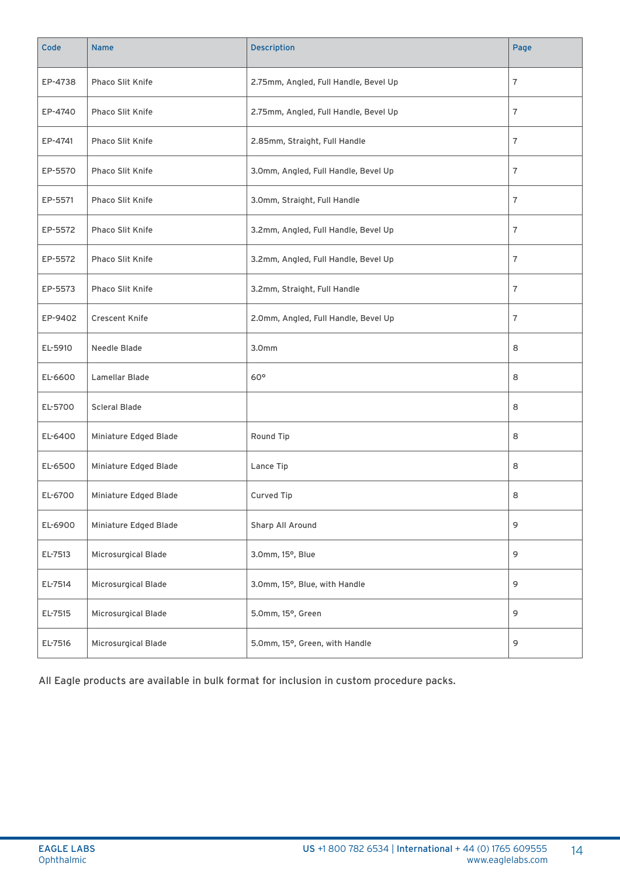| Code | Name | Description | Page |
|---|---|---|---|
| EP-4738 | Phaco Slit Knife | 2.75mm, Angled, Full Handle, Bevel Up | 7 |
| EP-4740 | Phaco Slit Knife | 2.75mm, Angled, Full Handle, Bevel Up | 7 |
| EP-4741 | Phaco Slit Knife | 2.85mm, Straight, Full Handle | 7 |
| EP-5570 | Phaco Slit Knife | 3.0mm, Angled, Full Handle, Bevel Up | 7 |
| EP-5571 | Phaco Slit Knife | 3.0mm, Straight, Full Handle | 7 |
| EP-5572 | Phaco Slit Knife | 3.2mm, Angled, Full Handle, Bevel Up | 7 |
| EP-5572 | Phaco Slit Knife | 3.2mm, Angled, Full Handle, Bevel Up | 7 |
| EP-5573 | Phaco Slit Knife | 3.2mm, Straight, Full Handle | 7 |
| EP-9402 | Crescent Knife | 2.0mm, Angled, Full Handle, Bevel Up | 7 |
| EL-5910 | Needle Blade | 3.0mm | 8 |
| EL-6600 | Lamellar Blade | 60° | 8 |
| EL-5700 | Scleral Blade | | 8 |
| EL-6400 | Miniature Edged Blade | Round Tip | 8 |
| EL-6500 | Miniature Edged Blade | Lance Tip | 8 |
| EL-6700 | Miniature Edged Blade | Curved Tip | 8 |
| EL-6900 | Miniature Edged Blade | Sharp All Around | 9 |
| EL-7513 | Microsurgical Blade | 3.0mm, 15°, Blue | 9 |
| EL-7514 | Microsurgical Blade | 3.0mm, 15°, Blue, with Handle | 9 |
| EL-7515 | Microsurgical Blade | 5.0mm, 15°, Green | 9 |
| EL-7516 | Microsurgical Blade | 5.0mm, 15°, Green, with Handle | 9 |

All Eagle products are available in bulk format for inclusion in custom procedure packs.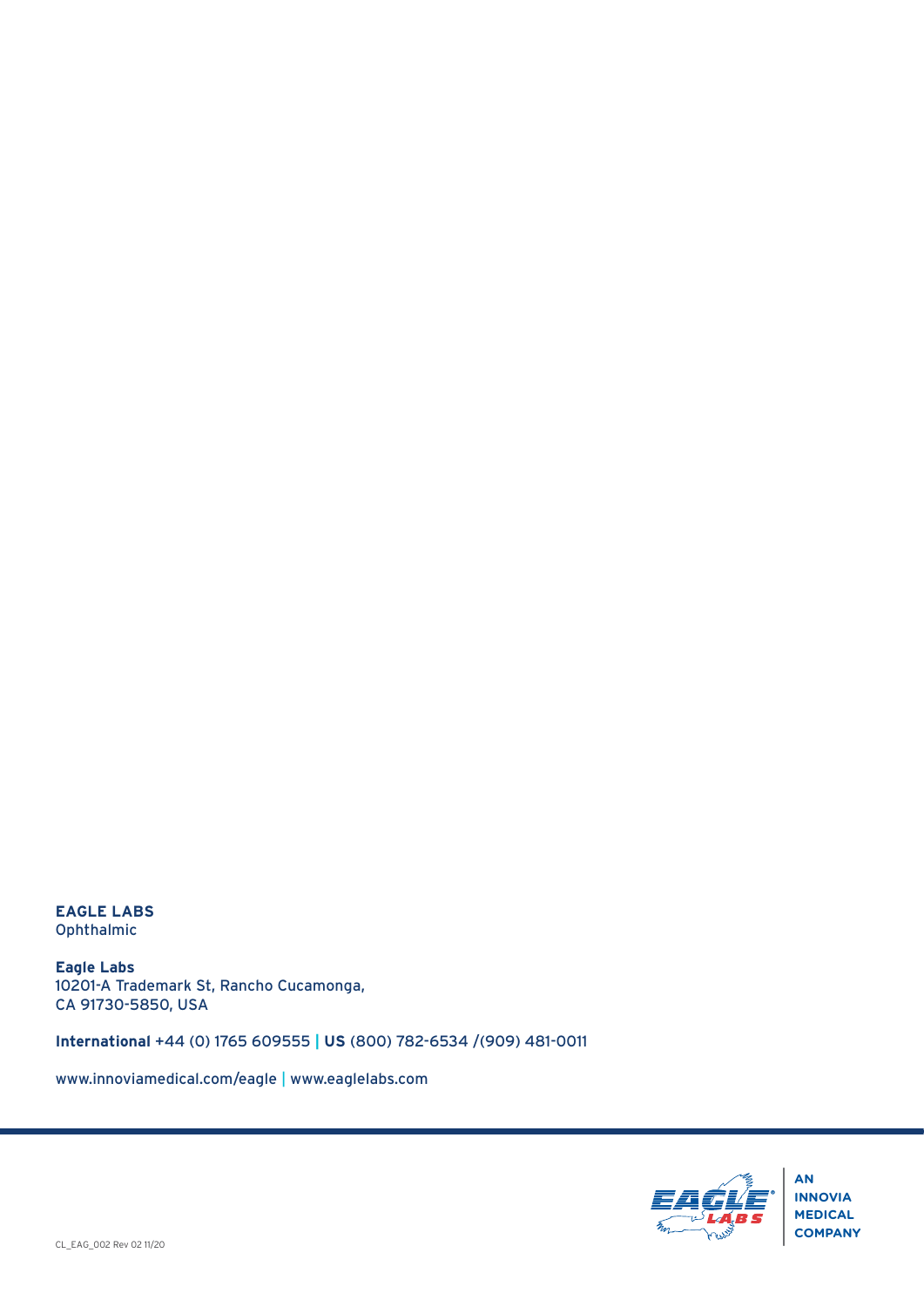**EAGLE LABS**
Ophthalmic

**Eagle Labs**
10201-A Trademark St, Rancho Cucamonga,
CA 91730-5850, USA

**International** +44 (0) 1765 609555 | **US** (800) 782-6534 /(909) 481-0011

www.innoviamedical.com/eagle | www.eaglelabs.com

**AN INNOVIA MEDICAL COMPANY**

CL_EAG_002 Rev 02 11/20